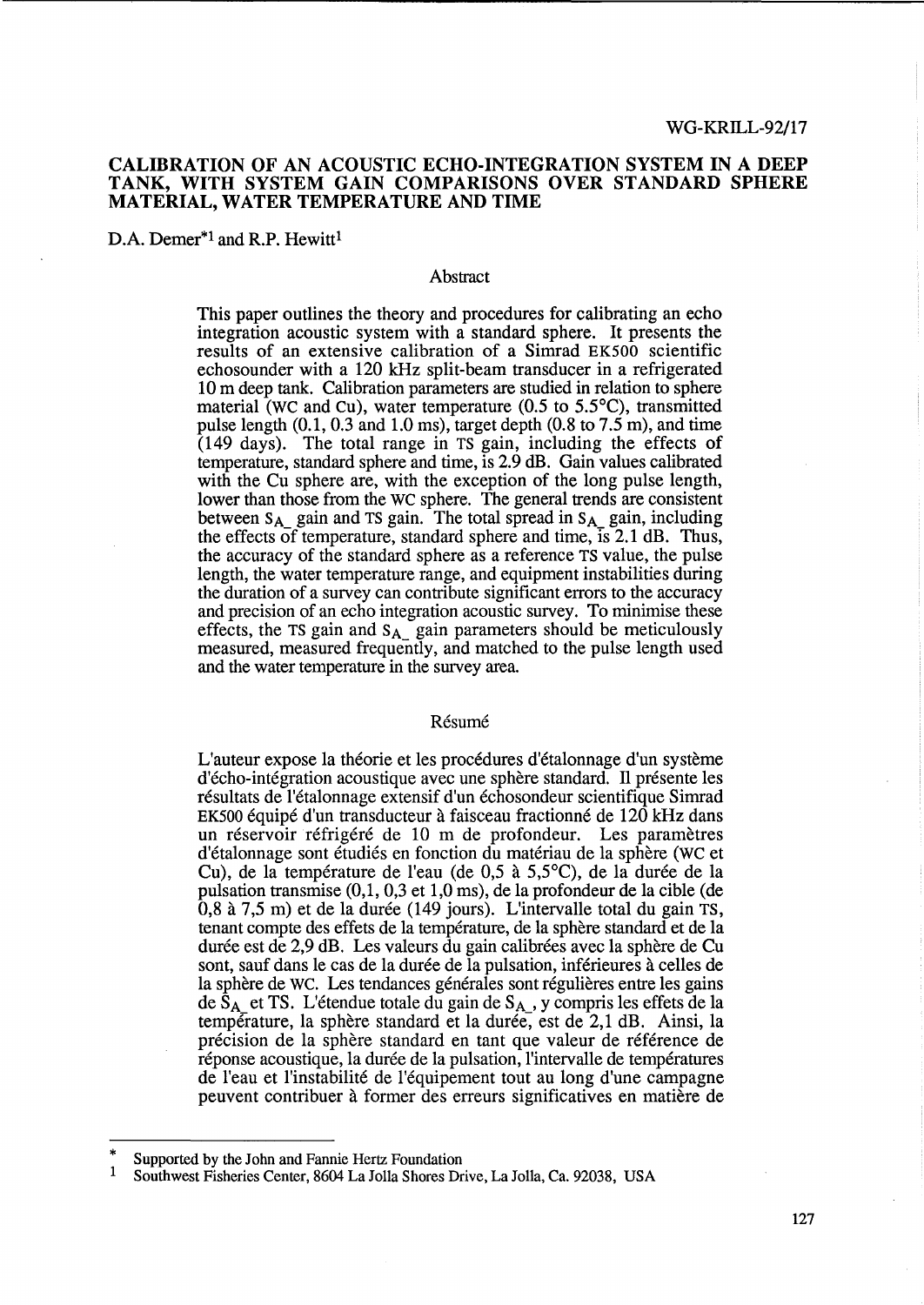WG-KRILL-92/17

# CALIBRATION OF AN ACOUSTIC ECHO-INTEGRATION SYSTEM IN A DEEP TANK, WITH SYSTEM GAIN COMPARISONS OVER STANDARD SPHERE MATERIAL, WATER TEMPERATURE AND TIME

D.A. Demer*[1] and R.P. Hewitt[1]

## Abstract

This paper outlines the theory and procedures for calibrating an echo integration acoustic system with a standard sphere. It presents the results of an extensive calibration of a Simrad EK500 scientific echosounder with a 120 kHz split-beam transducer in a refrigerated 10 m deep tank. Calibration parameters are studied in relation to sphere material (WC and Cu), water temperature (0.5 to 5.5°C), transmitted pulse length (0.1, 0.3 and 1.0 ms), target depth (0.8 to 7.5 m), and time (149 days). The total range in TS gain, including the effects of temperature, standard sphere and time, is 2.9 dB. Gain values calibrated with the Cu sphere are, with the exception of the long pulse length, lower than those from the WC sphere. The general trends are consistent between $S_{A}$ gain and TS gain. The total spread in $S_{A}$ gain, including the effects of temperature, standard sphere and time, is 2.1 dB. Thus, the accuracy of the standard sphere as a reference TS value, the pulse length, the water temperature range, and equipment instabilities during the duration of a survey can contribute significant errors to the accuracy and precision of an echo integration acoustic survey. To minimise these effects, the TS gain and $S_{A}$ gain parameters should be meticulously measured, measured frequently, and matched to the pulse length used and the water temperature in the survey area.

## Résumé

L'auteur expose la théorie et les procédures d'étalonnage d'un système d'écho-intégration acoustique avec une sphère standard. Il présente les résultats de l'étalonnage extensif d'un échosondeur scientifique Simrad EK500 équipé d'un transducteur à faisceau fractionné de 120 kHz dans un réservoir réfrigéré de 10 m de profondeur. Les paramètres d'étalonnage sont étudiés en fonction du matériau de la sphère (WC et Cu), de la température de l'eau (de 0,5 à 5,5°C), de la durée de la pulsation transmise (0,1, 0,3 et 1,0 ms), de la profondeur de la cible (de 0,8 à 7,5 m) et de la durée (149 jours). L'intervalle total du gain TS, tenant compte des effets de la température, de la sphère standard et de la durée est de 2,9 dB. Les valeurs du gain calibrées avec la sphère de Cu sont, sauf dans le cas de la durée de la pulsation, inférieures à celles de la sphère de WC. Les tendances générales sont régulières entre les gains de $S_{A}$ et TS. L'étendue totale du gain de $S_{A}$, y compris les effets de la température, la sphère standard et la durée, est de 2,1 dB. Ainsi, la précision de la sphère standard en tant que valeur de référence de réponse acoustique, la durée de la pulsation, l'intervalle de températures de l'eau et l'instabilité de l'équipement tout au long d'une campagne peuvent contribuer à former des erreurs significatives en matière de

---

\* Supported by the John and Fannie Hertz Foundation

[1] Southwest Fisheries Center, 8604 La Jolla Shores Drive, La Jolla, Ca. 92038, USA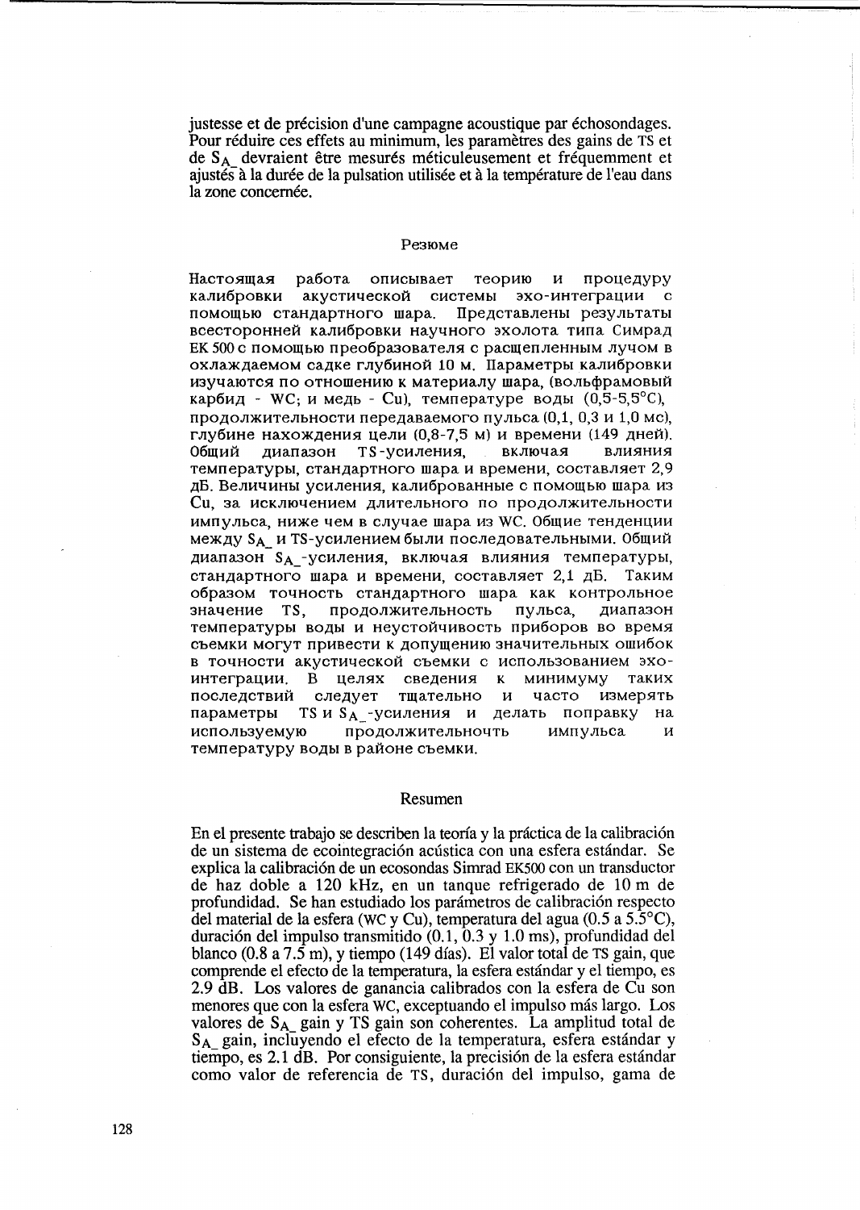justesse et de précision d'une campagne acoustique par échosondages. Pour réduire ces effets au minimum, les paramètres des gains de TS et de $S_A$_ devraient être mesurés méticuleusement et fréquemment et ajustés à la durée de la pulsation utilisée et à la température de l'eau dans la zone concernée.

## Резюме

Настоящая работа описывает теорию и процедуру калибровки акустической системы эхо-интеграции с помощью стандартного шара. Представлены результаты всесторонней калибровки научного эхолота типа Симрад EK 500 с помощью преобразователя с расщепленным лучом в охлаждаемом садке глубиной 10 м. Параметры калибровки изучаются по отношению к материалу шара, (вольфрамовый карбид - WC; и медь - Cu), температуре воды (0,5-5,5°C), продолжительности передаваемого пульса (0,1, 0,3 и 1,0 мс), глубине нахождения цели (0,8-7,5 м) и времени (149 дней). Общий диапазон TS-усиления, включая влияния температуры, стандартного шара и времени, составляет 2,9 дБ. Величины усиления, калиброванные с помощью шара из Cu, за исключением длительного по продолжительности импульса, ниже чем в случае шара из WC. Общие тенденции между $S_A$_ и TS-усилением были последовательными. Общий диапазон $S_A$_-усиления, включая влияния температуры, стандартного шара и времени, составляет 2,1 дБ. Таким образом точность стандартного шара как контрольное значение TS, продолжительность пульса, диапазон температуры воды и неустойчивость приборов во время съемки могут привести к допущению значительных ошибок в точности акустической съемки с использованием эхо-интеграции. В целях сведения к минимуму таких последствий следует тщательно и часто измерять параметры TS и $S_A$_-усиления и делать поправку на используемую продолжительночть импульса и температуру воды в районе съемки.

## Resumen

En el presente trabajo se describen la teoría y la práctica de la calibración de un sistema de ecointegración acústica con una esfera estándar. Se explica la calibración de un ecosondas Simrad EK500 con un transductor de haz doble a 120 kHz, en un tanque refrigerado de 10 m de profundidad. Se han estudiado los parámetros de calibración respecto del material de la esfera (WC y Cu), temperatura del agua (0.5 a 5.5°C), duración del impulso transmitido (0.1, 0.3 y 1.0 ms), profundidad del blanco (0.8 a 7.5 m), y tiempo (149 días). El valor total de TS gain, que comprende el efecto de la temperatura, la esfera estándar y el tiempo, es 2.9 dB. Los valores de ganancia calibrados con la esfera de Cu son menores que con la esfera WC, exceptuando el impulso más largo. Los valores de $S_A$_ gain y TS gain son coherentes. La amplitud total de $S_A$_ gain, incluyendo el efecto de la temperatura, esfera estándar y tiempo, es 2.1 dB. Por consiguiente, la precisión de la esfera estándar como valor de referencia de TS, duración del impulso, gama de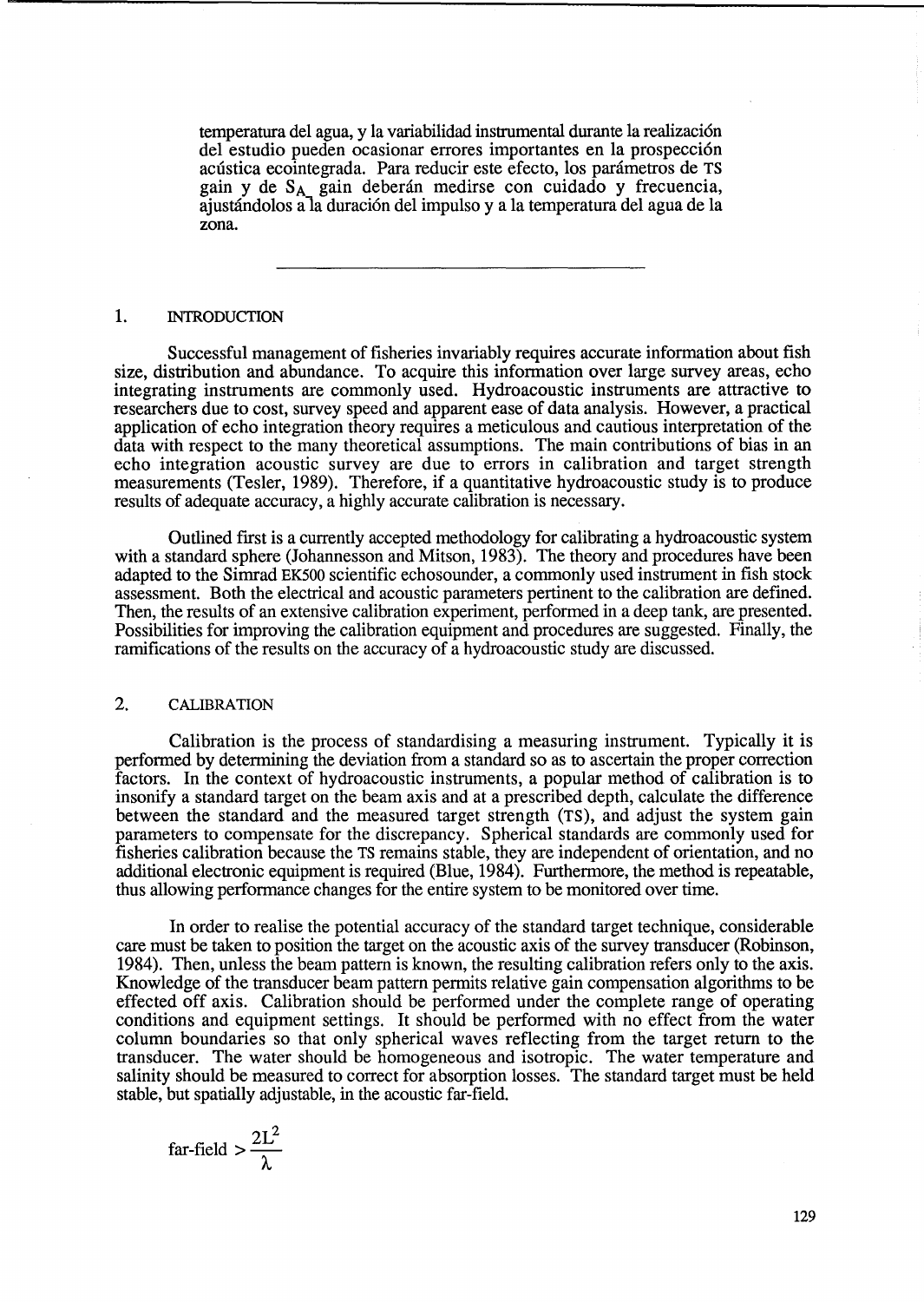temperatura del agua, y la variabilidad instrumental durante la realización del estudio pueden ocasionar errores importantes en la prospección acústica ecointegrada. Para reducir este efecto, los parámetros de TS gain y de $S_A$ gain deberán medirse con cuidado y frecuencia, ajustándolos a la duración del impulso y a la temperatura del agua de la zona.

---

## 1. INTRODUCTION

Successful management of fisheries invariably requires accurate information about fish size, distribution and abundance. To acquire this information over large survey areas, echo integrating instruments are commonly used. Hydroacoustic instruments are attractive to researchers due to cost, survey speed and apparent ease of data analysis. However, a practical application of echo integration theory requires a meticulous and cautious interpretation of the data with respect to the many theoretical assumptions. The main contributions of bias in an echo integration acoustic survey are due to errors in calibration and target strength measurements (Tesler, 1989). Therefore, if a quantitative hydroacoustic study is to produce results of adequate accuracy, a highly accurate calibration is necessary.

Outlined first is a currently accepted methodology for calibrating a hydroacoustic system with a standard sphere (Johannesson and Mitson, 1983). The theory and procedures have been adapted to the Simrad EK500 scientific echosounder, a commonly used instrument in fish stock assessment. Both the electrical and acoustic parameters pertinent to the calibration are defined. Then, the results of an extensive calibration experiment, performed in a deep tank, are presented. Possibilities for improving the calibration equipment and procedures are suggested. Finally, the ramifications of the results on the accuracy of a hydroacoustic study are discussed.

## 2. CALIBRATION

Calibration is the process of standardising a measuring instrument. Typically it is performed by determining the deviation from a standard so as to ascertain the proper correction factors. In the context of hydroacoustic instruments, a popular method of calibration is to insonify a standard target on the beam axis and at a prescribed depth, calculate the difference between the standard and the measured target strength (TS), and adjust the system gain parameters to compensate for the discrepancy. Spherical standards are commonly used for fisheries calibration because the TS remains stable, they are independent of orientation, and no additional electronic equipment is required (Blue, 1984). Furthermore, the method is repeatable, thus allowing performance changes for the entire system to be monitored over time.

In order to realise the potential accuracy of the standard target technique, considerable care must be taken to position the target on the acoustic axis of the survey transducer (Robinson, 1984). Then, unless the beam pattern is known, the resulting calibration refers only to the axis. Knowledge of the transducer beam pattern permits relative gain compensation algorithms to be effected off axis. Calibration should be performed under the complete range of operating conditions and equipment settings. It should be performed with no effect from the water column boundaries so that only spherical waves reflecting from the target return to the transducer. The water should be homogeneous and isotropic. The water temperature and salinity should be measured to correct for absorption losses. The standard target must be held stable, but spatially adjustable, in the acoustic far-field.

$$\text{far-field} > \frac{2L^2}{\lambda}$$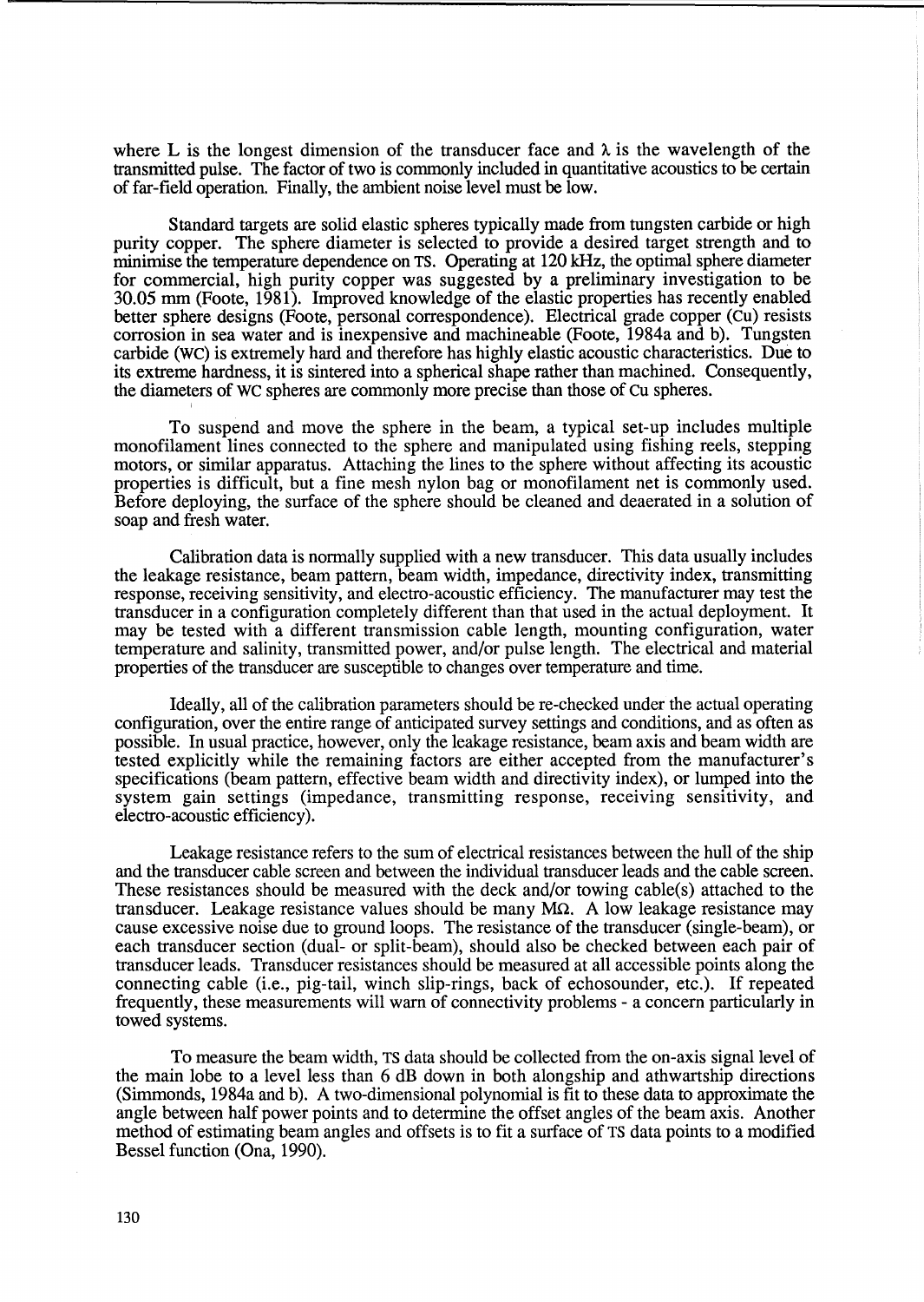where L is the longest dimension of the transducer face and $\lambda$ is the wavelength of the transmitted pulse. The factor of two is commonly included in quantitative acoustics to be certain of far-field operation. Finally, the ambient noise level must be low.

Standard targets are solid elastic spheres typically made from tungsten carbide or high purity copper. The sphere diameter is selected to provide a desired target strength and to minimise the temperature dependence on TS. Operating at 120 kHz, the optimal sphere diameter for commercial, high purity copper was suggested by a preliminary investigation to be 30.05 mm (Foote, 1981). Improved knowledge of the elastic properties has recently enabled better sphere designs (Foote, personal correspondence). Electrical grade copper (Cu) resists corrosion in sea water and is inexpensive and machineable (Foote, 1984a and b). Tungsten carbide (WC) is extremely hard and therefore has highly elastic acoustic characteristics. Due to its extreme hardness, it is sintered into a spherical shape rather than machined. Consequently, the diameters of WC spheres are commonly more precise than those of Cu spheres.

To suspend and move the sphere in the beam, a typical set-up includes multiple monofilament lines connected to the sphere and manipulated using fishing reels, stepping motors, or similar apparatus. Attaching the lines to the sphere without affecting its acoustic properties is difficult, but a fine mesh nylon bag or monofilament net is commonly used. Before deploying, the surface of the sphere should be cleaned and deaerated in a solution of soap and fresh water.

Calibration data is normally supplied with a new transducer. This data usually includes the leakage resistance, beam pattern, beam width, impedance, directivity index, transmitting response, receiving sensitivity, and electro-acoustic efficiency. The manufacturer may test the transducer in a configuration completely different than that used in the actual deployment. It may be tested with a different transmission cable length, mounting configuration, water temperature and salinity, transmitted power, and/or pulse length. The electrical and material properties of the transducer are susceptible to changes over temperature and time.

Ideally, all of the calibration parameters should be re-checked under the actual operating configuration, over the entire range of anticipated survey settings and conditions, and as often as possible. In usual practice, however, only the leakage resistance, beam axis and beam width are tested explicitly while the remaining factors are either accepted from the manufacturer's specifications (beam pattern, effective beam width and directivity index), or lumped into the system gain settings (impedance, transmitting response, receiving sensitivity, and electro-acoustic efficiency).

Leakage resistance refers to the sum of electrical resistances between the hull of the ship and the transducer cable screen and between the individual transducer leads and the cable screen. These resistances should be measured with the deck and/or towing cable(s) attached to the transducer. Leakage resistance values should be many M$\Omega$. A low leakage resistance may cause excessive noise due to ground loops. The resistance of the transducer (single-beam), or each transducer section (dual- or split-beam), should also be checked between each pair of transducer leads. Transducer resistances should be measured at all accessible points along the connecting cable (i.e., pig-tail, winch slip-rings, back of echosounder, etc.). If repeated frequently, these measurements will warn of connectivity problems - a concern particularly in towed systems.

To measure the beam width, TS data should be collected from the on-axis signal level of the main lobe to a level less than 6 dB down in both alongship and athwartship directions (Simmonds, 1984a and b). A two-dimensional polynomial is fit to these data to approximate the angle between half power points and to determine the offset angles of the beam axis. Another method of estimating beam angles and offsets is to fit a surface of TS data points to a modified Bessel function (Ona, 1990).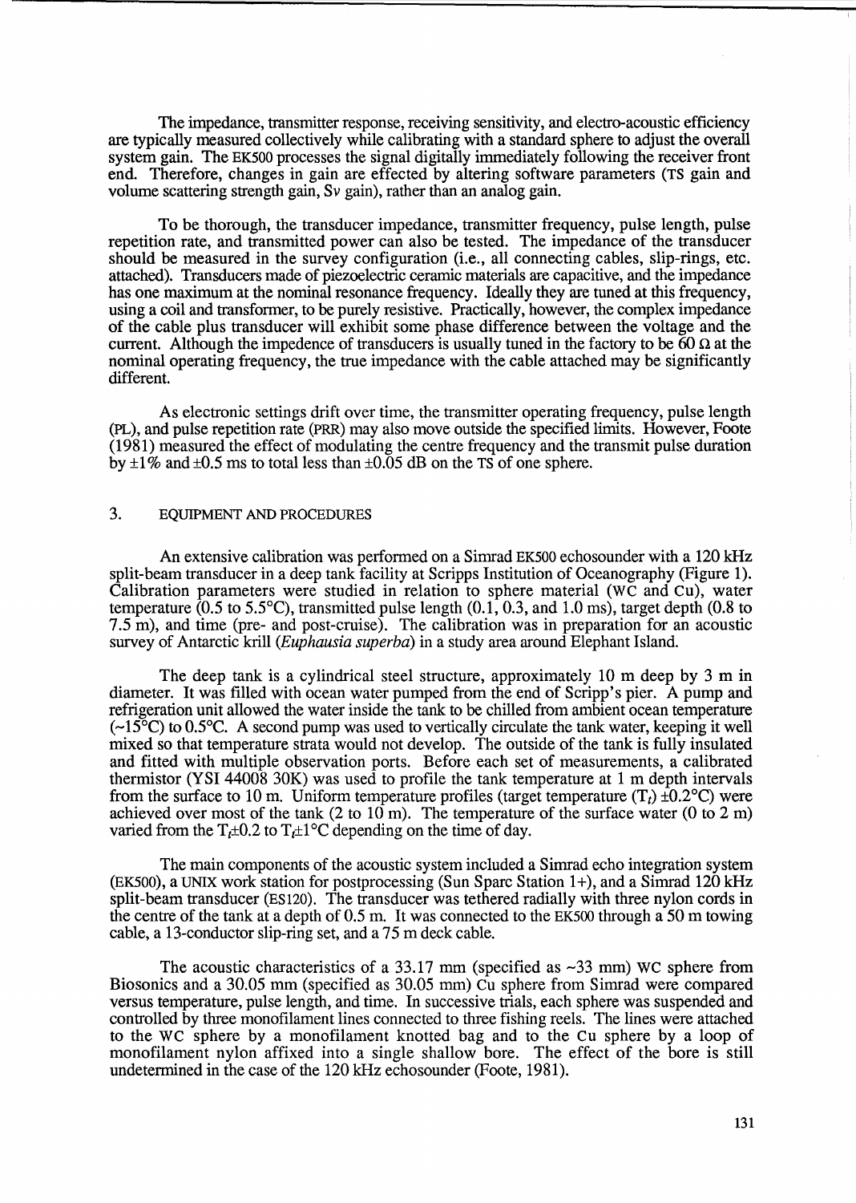The impedance, transmitter response, receiving sensitivity, and electro-acoustic efficiency are typically measured collectively while calibrating with a standard sphere to adjust the overall system gain. The EK500 processes the signal digitally immediately following the receiver front end. Therefore, changes in gain are effected by altering software parameters (TS gain and volume scattering strength gain, Sv gain), rather than an analog gain.

To be thorough, the transducer impedance, transmitter frequency, pulse length, pulse repetition rate, and transmitted power can also be tested. The impedance of the transducer should be measured in the survey configuration (i.e., all connecting cables, slip-rings, etc. attached). Transducers made of piezoelectric ceramic materials are capacitive, and the impedance has one maximum at the nominal resonance frequency. Ideally they are tuned at this frequency, using a coil and transformer, to be purely resistive. Practically, however, the complex impedance of the cable plus transducer will exhibit some phase difference between the voltage and the current. Although the impedence of transducers is usually tuned in the factory to be 60 Ω at the nominal operating frequency, the true impedance with the cable attached may be significantly different.

As electronic settings drift over time, the transmitter operating frequency, pulse length (PL), and pulse repetition rate (PRR) may also move outside the specified limits. However, Foote (1981) measured the effect of modulating the centre frequency and the transmit pulse duration by ±1% and ±0.5 ms to total less than ±0.05 dB on the TS of one sphere.

## 3. EQUIPMENT AND PROCEDURES

An extensive calibration was performed on a Simrad EK500 echosounder with a 120 kHz split-beam transducer in a deep tank facility at Scripps Institution of Oceanography (Figure 1). Calibration parameters were studied in relation to sphere material (WC and Cu), water temperature (0.5 to 5.5°C), transmitted pulse length (0.1, 0.3, and 1.0 ms), target depth (0.8 to 7.5 m), and time (pre- and post-cruise). The calibration was in preparation for an acoustic survey of Antarctic krill (*Euphausia superba*) in a study area around Elephant Island.

The deep tank is a cylindrical steel structure, approximately 10 m deep by 3 m in diameter. It was filled with ocean water pumped from the end of Scripp's pier. A pump and refrigeration unit allowed the water inside the tank to be chilled from ambient ocean temperature (~15°C) to 0.5°C. A second pump was used to vertically circulate the tank water, keeping it well mixed so that temperature strata would not develop. The outside of the tank is fully insulated and fitted with multiple observation ports. Before each set of measurements, a calibrated thermistor (YSI 44008 30K) was used to profile the tank temperature at 1 m depth intervals from the surface to 10 m. Uniform temperature profiles (target temperature ($T_t$) ±0.2°C) were achieved over most of the tank (2 to 10 m). The temperature of the surface water (0 to 2 m) varied from the $T_t$±0.2 to $T_t$±1°C depending on the time of day.

The main components of the acoustic system included a Simrad echo integration system (EK500), a UNIX work station for postprocessing (Sun Sparc Station 1+), and a Simrad 120 kHz split-beam transducer (ES120). The transducer was tethered radially with three nylon cords in the centre of the tank at a depth of 0.5 m. It was connected to the EK500 through a 50 m towing cable, a 13-conductor slip-ring set, and a 75 m deck cable.

The acoustic characteristics of a 33.17 mm (specified as ~33 mm) WC sphere from Biosonics and a 30.05 mm (specified as 30.05 mm) Cu sphere from Simrad were compared versus temperature, pulse length, and time. In successive trials, each sphere was suspended and controlled by three monofilament lines connected to three fishing reels. The lines were attached to the WC sphere by a monofilament knotted bag and to the Cu sphere by a loop of monofilament nylon affixed into a single shallow bore. The effect of the bore is still undetermined in the case of the 120 kHz echosounder (Foote, 1981).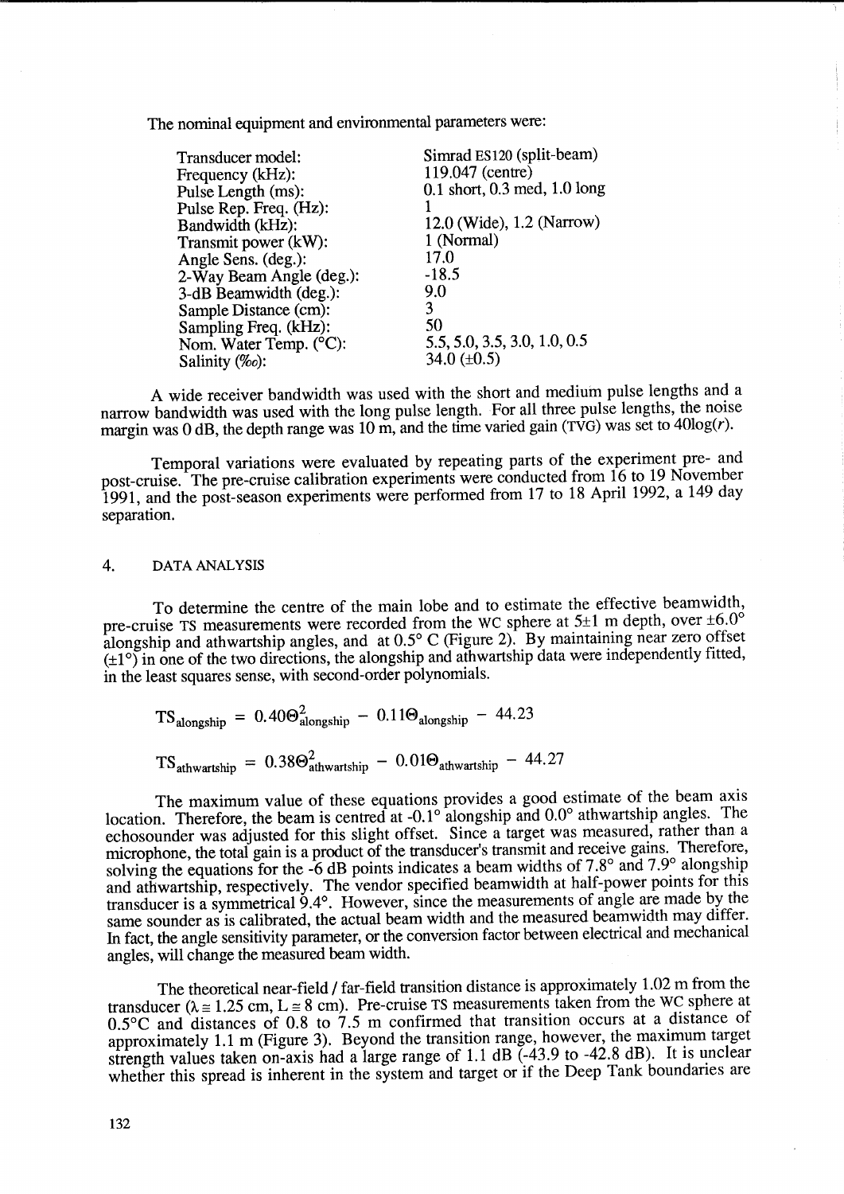The nominal equipment and environmental parameters were:

| | |
|---|---|
| Transducer model: | Simrad ES120 (split-beam) |
| Frequency (kHz): | 119.047 (centre) |
| Pulse Length (ms): | 0.1 short, 0.3 med, 1.0 long |
| Pulse Rep. Freq. (Hz): | 1 |
| Bandwidth (kHz): | 12.0 (Wide), 1.2 (Narrow) |
| Transmit power (kW): | 1 (Normal) |
| Angle Sens. (deg.): | 17.0 |
| 2-Way Beam Angle (deg.): | -18.5 |
| 3-dB Beamwidth (deg.): | 9.0 |
| Sample Distance (cm): | 3 |
| Sampling Freq. (kHz): | 50 |
| Nom. Water Temp. (°C): | 5.5, 5.0, 3.5, 3.0, 1.0, 0.5 |
| Salinity (‰): | 34.0 (±0.5) |

A wide receiver bandwidth was used with the short and medium pulse lengths and a narrow bandwidth was used with the long pulse length. For all three pulse lengths, the noise margin was 0 dB, the depth range was 10 m, and the time varied gain (TVG) was set to 40log($r$).

Temporal variations were evaluated by repeating parts of the experiment pre- and post-cruise. The pre-cruise calibration experiments were conducted from 16 to 19 November 1991, and the post-season experiments were performed from 17 to 18 April 1992, a 149 day separation.

## 4. DATA ANALYSIS

To determine the centre of the main lobe and to estimate the effective beamwidth, pre-cruise TS measurements were recorded from the WC sphere at 5±1 m depth, over ±6.0° alongship and athwartship angles, and at 0.5° C (Figure 2). By maintaining near zero offset (±1°) in one of the two directions, the alongship and athwartship data were independently fitted, in the least squares sense, with second-order polynomials.

$$TS_{alongship} = 0.40\Theta^2_{alongship} - 0.11\Theta_{alongship} - 44.23$$

$$TS_{athwartship} = 0.38\Theta^2_{athwartship} - 0.01\Theta_{athwartship} - 44.27$$

The maximum value of these equations provides a good estimate of the beam axis location. Therefore, the beam is centred at -0.1° alongship and 0.0° athwartship angles. The echosounder was adjusted for this slight offset. Since a target was measured, rather than a microphone, the total gain is a product of the transducer's transmit and receive gains. Therefore, solving the equations for the -6 dB points indicates a beam widths of 7.8° and 7.9° alongship and athwartship, respectively. The vendor specified beamwidth at half-power points for this transducer is a symmetrical 9.4°. However, since the measurements of angle are made by the same sounder as is calibrated, the actual beam width and the measured beamwidth may differ. In fact, the angle sensitivity parameter, or the conversion factor between electrical and mechanical angles, will change the measured beam width.

The theoretical near-field / far-field transition distance is approximately 1.02 m from the transducer ($\lambda \cong 1.25$ cm, $L \cong 8$ cm). Pre-cruise TS measurements taken from the WC sphere at 0.5°C and distances of 0.8 to 7.5 m confirmed that transition occurs at a distance of approximately 1.1 m (Figure 3). Beyond the transition range, however, the maximum target strength values taken on-axis had a large range of 1.1 dB (-43.9 to -42.8 dB). It is unclear whether this spread is inherent in the system and target or if the Deep Tank boundaries are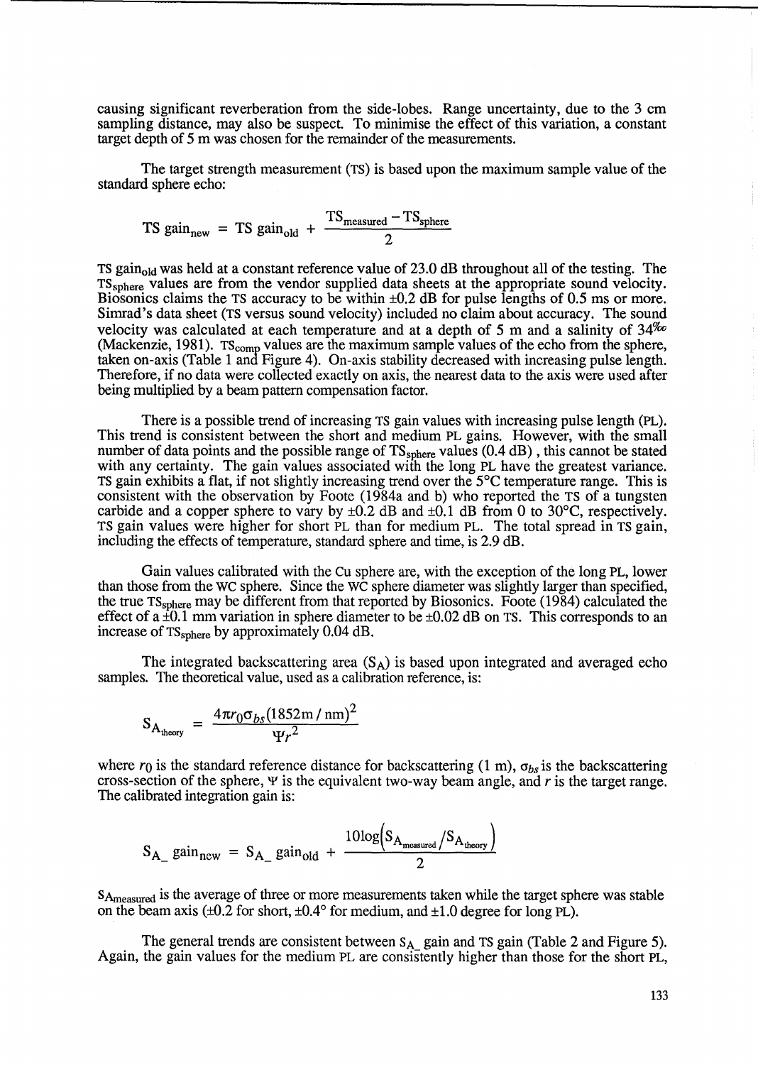causing significant reverberation from the side-lobes. Range uncertainty, due to the 3 cm sampling distance, may also be suspect. To minimise the effect of this variation, a constant target depth of 5 m was chosen for the remainder of the measurements.

The target strength measurement (TS) is based upon the maximum sample value of the standard sphere echo:

$$\text{TS gain}_{\text{new}} = \text{TS gain}_{\text{old}} + \frac{\text{TS}_{\text{measured}} - \text{TS}_{\text{sphere}}}{2}$$

TS $\text{gain}_{\text{old}}$ was held at a constant reference value of 23.0 dB throughout all of the testing. The $\text{TS}_{\text{sphere}}$ values are from the vendor supplied data sheets at the appropriate sound velocity. Biosonics claims the TS accuracy to be within ±0.2 dB for pulse lengths of 0.5 ms or more. Simrad's data sheet (TS versus sound velocity) included no claim about accuracy. The sound velocity was calculated at each temperature and at a depth of 5 m and a salinity of 34‰ (Mackenzie, 1981). $\text{TS}_{\text{comp}}$ values are the maximum sample values of the echo from the sphere, taken on-axis (Table 1 and Figure 4). On-axis stability decreased with increasing pulse length. Therefore, if no data were collected exactly on axis, the nearest data to the axis were used after being multiplied by a beam pattern compensation factor.

There is a possible trend of increasing TS gain values with increasing pulse length (PL). This trend is consistent between the short and medium PL gains. However, with the small number of data points and the possible range of $\text{TS}_{\text{sphere}}$ values (0.4 dB), this cannot be stated with any certainty. The gain values associated with the long PL have the greatest variance. TS gain exhibits a flat, if not slightly increasing trend over the 5°C temperature range. This is consistent with the observation by Foote (1984a and b) who reported the TS of a tungsten carbide and a copper sphere to vary by ±0.2 dB and ±0.1 dB from 0 to 30°C, respectively. TS gain values were higher for short PL than for medium PL. The total spread in TS gain, including the effects of temperature, standard sphere and time, is 2.9 dB.

Gain values calibrated with the Cu sphere are, with the exception of the long PL, lower than those from the WC sphere. Since the WC sphere diameter was slightly larger than specified, the true $\text{TS}_{\text{sphere}}$ may be different from that reported by Biosonics. Foote (1984) calculated the effect of a ±0.1 mm variation in sphere diameter to be ±0.02 dB on TS. This corresponds to an increase of $\text{TS}_{\text{sphere}}$ by approximately 0.04 dB.

The integrated backscattering area ($S_A$) is based upon integrated and averaged echo samples. The theoretical value, used as a calibration reference, is:

$$S_{A_{\text{theory}}} = \frac{4\pi r_0 \sigma_{bs} (1852\text{m}/\text{nm})^2}{\Psi r^2}$$

where $r_0$ is the standard reference distance for backscattering (1 m), $\sigma_{bs}$ is the backscattering cross-section of the sphere, $\Psi$ is the equivalent two-way beam angle, and $r$ is the target range. The calibrated integration gain is:

$$S_{A}\text{\_ gain}_{\text{new}} = S_{A}\text{\_ gain}_{\text{old}} + \frac{10\log\left(S_{A_{\text{measured}}}/S_{A_{\text{theory}}}\right)}{2}$$

$S_{A_{\text{measured}}}$ is the average of three or more measurements taken while the target sphere was stable on the beam axis (±0.2 for short, ±0.4° for medium, and ±1.0 degree for long PL).

The general trends are consistent between $S_A$\_ gain and TS gain (Table 2 and Figure 5). Again, the gain values for the medium PL are consistently higher than those for the short PL,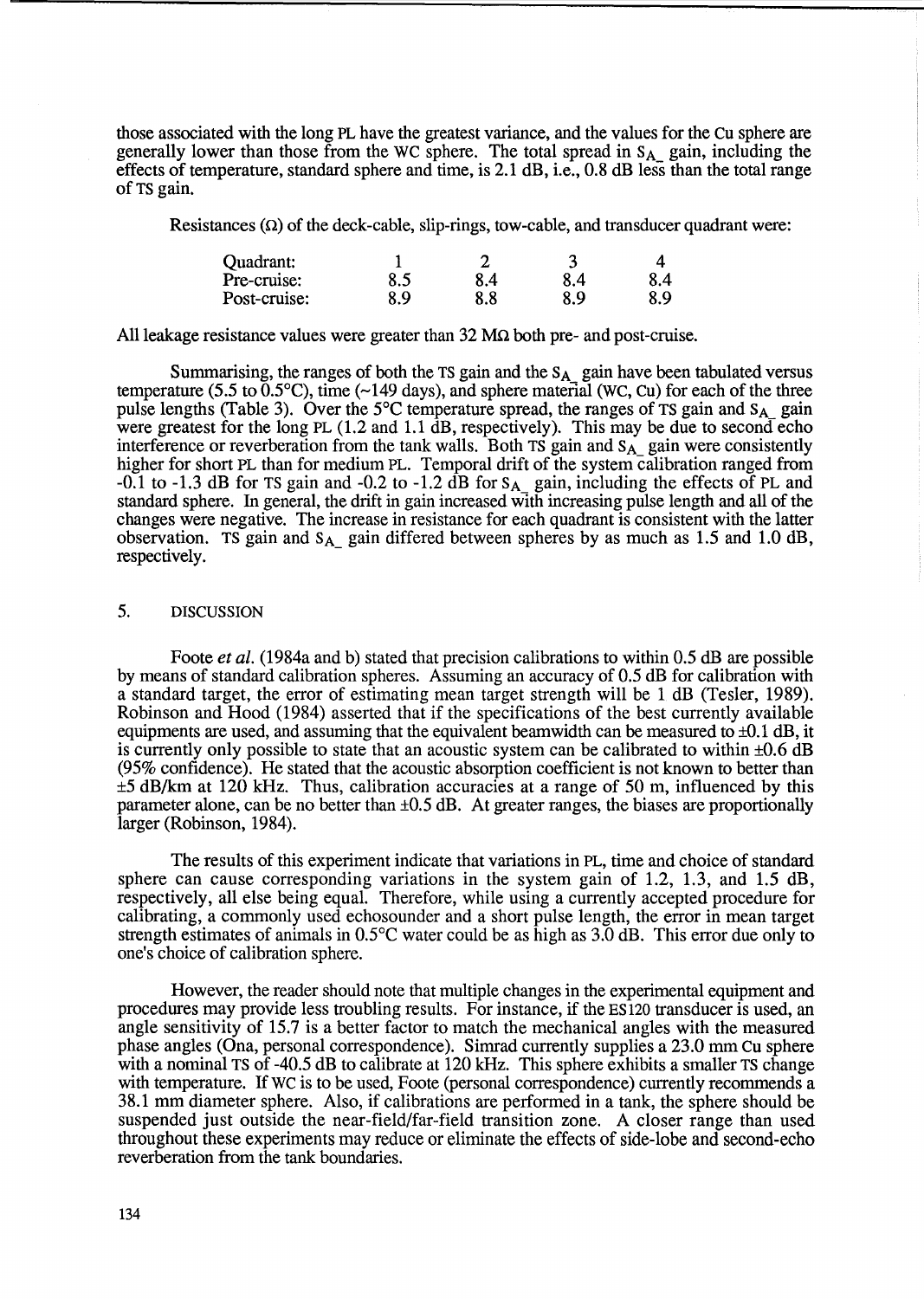those associated with the long PL have the greatest variance, and the values for the Cu sphere are generally lower than those from the WC sphere. The total spread in $S_{A\_}$ gain, including the effects of temperature, standard sphere and time, is 2.1 dB, i.e., 0.8 dB less than the total range of TS gain.

Resistances (Ω) of the deck-cable, slip-rings, tow-cable, and transducer quadrant were:

| Quadrant: | 1 | 2 | 3 | 4 |
|---|---|---|---|---|
| Pre-cruise: | 8.5 | 8.4 | 8.4 | 8.4 |
| Post-cruise: | 8.9 | 8.8 | 8.9 | 8.9 |

All leakage resistance values were greater than 32 MΩ both pre- and post-cruise.

Summarising, the ranges of both the TS gain and the $S_{A\_}$ gain have been tabulated versus temperature (5.5 to 0.5°C), time (~149 days), and sphere material (WC, Cu) for each of the three pulse lengths (Table 3). Over the 5°C temperature spread, the ranges of TS gain and $S_{A\_}$ gain were greatest for the long PL (1.2 and 1.1 dB, respectively). This may be due to second echo interference or reverberation from the tank walls. Both TS gain and $S_{A\_}$ gain were consistently higher for short PL than for medium PL. Temporal drift of the system calibration ranged from -0.1 to -1.3 dB for TS gain and -0.2 to -1.2 dB for $S_{A\_}$ gain, including the effects of PL and standard sphere. In general, the drift in gain increased with increasing pulse length and all of the changes were negative. The increase in resistance for each quadrant is consistent with the latter observation. TS gain and $S_{A\_}$ gain differed between spheres by as much as 1.5 and 1.0 dB, respectively.

## 5. DISCUSSION

Foote *et al.* (1984a and b) stated that precision calibrations to within 0.5 dB are possible by means of standard calibration spheres. Assuming an accuracy of 0.5 dB for calibration with a standard target, the error of estimating mean target strength will be 1 dB (Tesler, 1989). Robinson and Hood (1984) asserted that if the specifications of the best currently available equipments are used, and assuming that the equivalent beamwidth can be measured to ±0.1 dB, it is currently only possible to state that an acoustic system can be calibrated to within ±0.6 dB (95% confidence). He stated that the acoustic absorption coefficient is not known to better than ±5 dB/km at 120 kHz. Thus, calibration accuracies at a range of 50 m, influenced by this parameter alone, can be no better than ±0.5 dB. At greater ranges, the biases are proportionally larger (Robinson, 1984).

The results of this experiment indicate that variations in PL, time and choice of standard sphere can cause corresponding variations in the system gain of 1.2, 1.3, and 1.5 dB, respectively, all else being equal. Therefore, while using a currently accepted procedure for calibrating, a commonly used echosounder and a short pulse length, the error in mean target strength estimates of animals in 0.5°C water could be as high as 3.0 dB. This error due only to one's choice of calibration sphere.

However, the reader should note that multiple changes in the experimental equipment and procedures may provide less troubling results. For instance, if the ES120 transducer is used, an angle sensitivity of 15.7 is a better factor to match the mechanical angles with the measured phase angles (Ona, personal correspondence). Simrad currently supplies a 23.0 mm Cu sphere with a nominal TS of -40.5 dB to calibrate at 120 kHz. This sphere exhibits a smaller TS change with temperature. If WC is to be used, Foote (personal correspondence) currently recommends a 38.1 mm diameter sphere. Also, if calibrations are performed in a tank, the sphere should be suspended just outside the near-field/far-field transition zone. A closer range than used throughout these experiments may reduce or eliminate the effects of side-lobe and second-echo reverberation from the tank boundaries.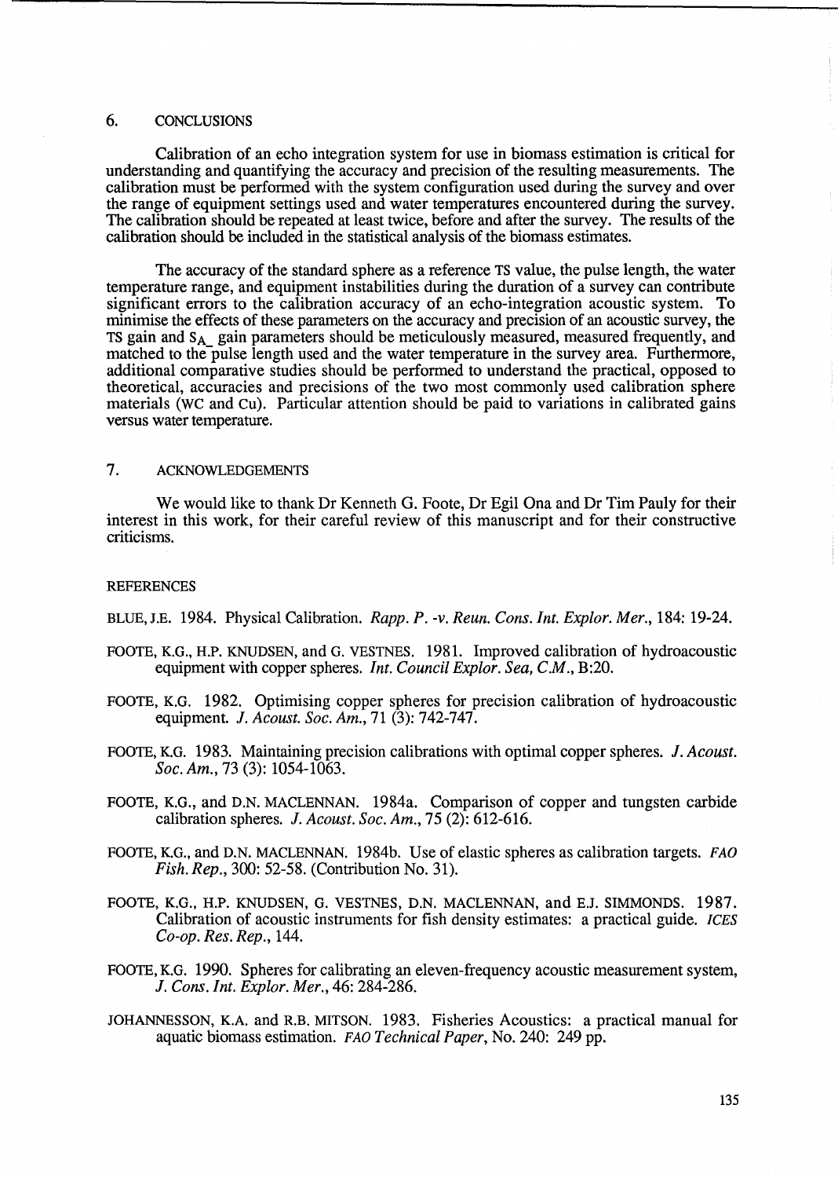## 6. CONCLUSIONS

Calibration of an echo integration system for use in biomass estimation is critical for understanding and quantifying the accuracy and precision of the resulting measurements. The calibration must be performed with the system configuration used during the survey and over the range of equipment settings used and water temperatures encountered during the survey. The calibration should be repeated at least twice, before and after the survey. The results of the calibration should be included in the statistical analysis of the biomass estimates.

The accuracy of the standard sphere as a reference TS value, the pulse length, the water temperature range, and equipment instabilities during the duration of a survey can contribute significant errors to the calibration accuracy of an echo-integration acoustic system. To minimise the effects of these parameters on the accuracy and precision of an acoustic survey, the TS gain and $S_{A\_}$ gain parameters should be meticulously measured, measured frequently, and matched to the pulse length used and the water temperature in the survey area. Furthermore, additional comparative studies should be performed to understand the practical, opposed to theoretical, accuracies and precisions of the two most commonly used calibration sphere materials (WC and Cu). Particular attention should be paid to variations in calibrated gains versus water temperature.

## 7. ACKNOWLEDGEMENTS

We would like to thank Dr Kenneth G. Foote, Dr Egil Ona and Dr Tim Pauly for their interest in this work, for their careful review of this manuscript and for their constructive criticisms.

## REFERENCES

BLUE, J.E. 1984. Physical Calibration. *Rapp. P. -v. Reun. Cons. Int. Explor. Mer.*, 184: 19-24.

FOOTE, K.G., H.P. KNUDSEN, and G. VESTNES. 1981. Improved calibration of hydroacoustic equipment with copper spheres. *Int. Council Explor. Sea, C.M.*, B:20.

FOOTE, K.G. 1982. Optimising copper spheres for precision calibration of hydroacoustic equipment. *J. Acoust. Soc. Am.*, 71 (3): 742-747.

FOOTE, K.G. 1983. Maintaining precision calibrations with optimal copper spheres. *J. Acoust. Soc. Am.*, 73 (3): 1054-1063.

FOOTE, K.G., and D.N. MACLENNAN. 1984a. Comparison of copper and tungsten carbide calibration spheres. *J. Acoust. Soc. Am.*, 75 (2): 612-616.

FOOTE, K.G., and D.N. MACLENNAN. 1984b. Use of elastic spheres as calibration targets. *FAO Fish. Rep.*, 300: 52-58. (Contribution No. 31).

FOOTE, K.G., H.P. KNUDSEN, G. VESTNES, D.N. MACLENNAN, and E.J. SIMMONDS. 1987. Calibration of acoustic instruments for fish density estimates: a practical guide. *ICES Co-op. Res. Rep.*, 144.

FOOTE, K.G. 1990. Spheres for calibrating an eleven-frequency acoustic measurement system, *J. Cons. Int. Explor. Mer.*, 46: 284-286.

JOHANNESSON, K.A. and R.B. MITSON. 1983. Fisheries Acoustics: a practical manual for aquatic biomass estimation. *FAO Technical Paper*, No. 240: 249 pp.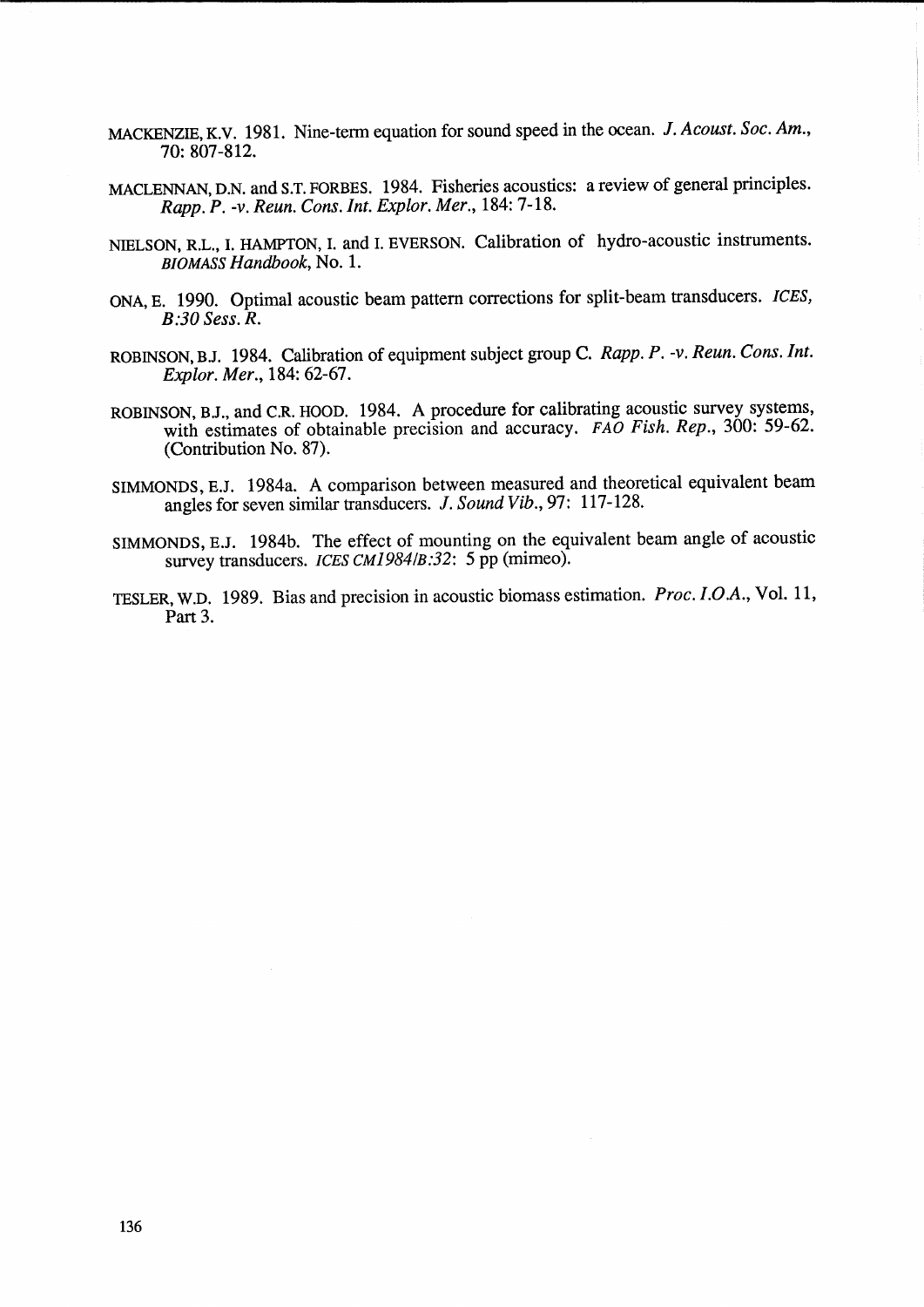MACKENZIE, K.V. 1981. Nine-term equation for sound speed in the ocean. *J. Acoust. Soc. Am.*, 70: 807-812.

MACLENNAN, D.N. and S.T. FORBES. 1984. Fisheries acoustics: a review of general principles. *Rapp. P. -v. Reun. Cons. Int. Explor. Mer.*, 184: 7-18.

NIELSON, R.L., I. HAMPTON, I. and I. EVERSON. Calibration of hydro-acoustic instruments. *BIOMASS Handbook*, No. 1.

ONA, E. 1990. Optimal acoustic beam pattern corrections for split-beam transducers. *ICES, B:30 Sess. R.*

ROBINSON, B.J. 1984. Calibration of equipment subject group C. *Rapp. P. -v. Reun. Cons. Int. Explor. Mer.*, 184: 62-67.

ROBINSON, B.J., and C.R. HOOD. 1984. A procedure for calibrating acoustic survey systems, with estimates of obtainable precision and accuracy. *FAO Fish. Rep.*, 300: 59-62. (Contribution No. 87).

SIMMONDS, E.J. 1984a. A comparison between measured and theoretical equivalent beam angles for seven similar transducers. *J. Sound Vib.*, 97: 117-128.

SIMMONDS, E.J. 1984b. The effect of mounting on the equivalent beam angle of acoustic survey transducers. *ICES CM1984/B:32*: 5 pp (mimeo).

TESLER, W.D. 1989. Bias and precision in acoustic biomass estimation. *Proc. I.O.A.*, Vol. 11, Part 3.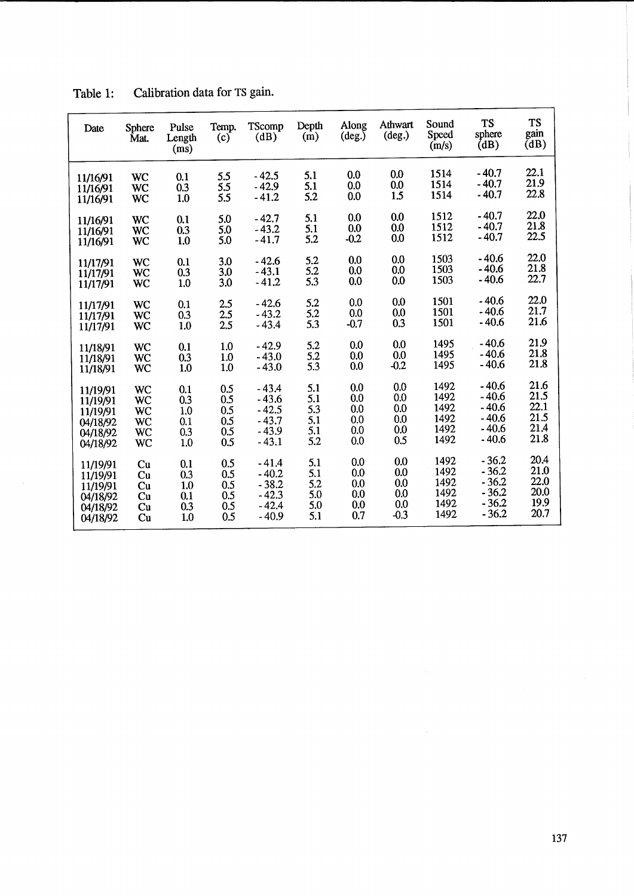Table 1: Calibration data for TS gain.

| Date | Sphere Mat. | Pulse Length (ms) | Temp. (c) | TScomp (dB) | Depth (m) | Along (deg.) | Athwart (deg.) | Sound Speed (m/s) | TS sphere (dB) | TS gain (dB) |
|---|---|---|---|---|---|---|---|---|---|---|
| 11/16/91 | WC | 0.1 | 5.5 | -42.5 | 5.1 | 0.0 | 0.0 | 1514 | -40.7 | 22.1 |
| 11/16/91 | WC | 0.3 | 5.5 | -42.9 | 5.1 | 0.0 | 0.0 | 1514 | -40.7 | 21.9 |
| 11/16/91 | WC | 1.0 | 5.5 | -41.2 | 5.2 | 0.0 | 1.5 | 1514 | -40.7 | 22.8 |
| 11/16/91 | WC | 0.1 | 5.0 | -42.7 | 5.1 | 0.0 | 0.0 | 1512 | -40.7 | 22.0 |
| 11/16/91 | WC | 0.3 | 5.0 | -43.2 | 5.1 | 0.0 | 0.0 | 1512 | -40.7 | 21.8 |
| 11/16/91 | WC | 1.0 | 5.0 | -41.7 | 5.2 | -0.2 | 0.0 | 1512 | -40.7 | 22.5 |
| 11/17/91 | WC | 0.1 | 3.0 | -42.6 | 5.2 | 0.0 | 0.0 | 1503 | -40.6 | 22.0 |
| 11/17/91 | WC | 0.3 | 3.0 | -43.1 | 5.2 | 0.0 | 0.0 | 1503 | -40.6 | 21.8 |
| 11/17/91 | WC | 1.0 | 3.0 | -41.2 | 5.3 | 0.0 | 0.0 | 1503 | -40.6 | 22.7 |
| 11/17/91 | WC | 0.1 | 2.5 | -42.6 | 5.2 | 0.0 | 0.0 | 1501 | -40.6 | 22.0 |
| 11/17/91 | WC | 0.3 | 2.5 | -43.2 | 5.2 | 0.0 | 0.0 | 1501 | -40.6 | 21.7 |
| 11/17/91 | WC | 1.0 | 2.5 | -43.4 | 5.3 | -0.7 | 0.3 | 1501 | -40.6 | 21.6 |
| 11/18/91 | WC | 0.1 | 1.0 | -42.9 | 5.2 | 0.0 | 0.0 | 1495 | -40.6 | 21.9 |
| 11/18/91 | WC | 0.3 | 1.0 | -43.0 | 5.2 | 0.0 | 0.0 | 1495 | -40.6 | 21.8 |
| 11/18/91 | WC | 1.0 | 1.0 | -43.0 | 5.3 | 0.0 | -0.2 | 1495 | -40.6 | 21.8 |
| 11/19/91 | WC | 0.1 | 0.5 | -43.4 | 5.1 | 0.0 | 0.0 | 1492 | -40.6 | 21.6 |
| 11/19/91 | WC | 0.3 | 0.5 | -43.6 | 5.1 | 0.0 | 0.0 | 1492 | -40.6 | 21.5 |
| 11/19/91 | WC | 1.0 | 0.5 | -42.5 | 5.3 | 0.0 | 0.0 | 1492 | -40.6 | 22.1 |
| 04/18/92 | WC | 0.1 | 0.5 | -43.7 | 5.1 | 0.0 | 0.0 | 1492 | -40.6 | 21.5 |
| 04/18/92 | WC | 0.3 | 0.5 | -43.9 | 5.1 | 0.0 | 0.0 | 1492 | -40.6 | 21.4 |
| 04/18/92 | WC | 1.0 | 0.5 | -43.1 | 5.2 | 0.0 | 0.5 | 1492 | -40.6 | 21.8 |
| 11/19/91 | Cu | 0.1 | 0.5 | -41.4 | 5.1 | 0.0 | 0.0 | 1492 | -36.2 | 20.4 |
| 11/19/91 | Cu | 0.3 | 0.5 | -40.2 | 5.1 | 0.0 | 0.0 | 1492 | -36.2 | 21.0 |
| 11/19/91 | Cu | 1.0 | 0.5 | -38.2 | 5.2 | 0.0 | 0.0 | 1492 | -36.2 | 22.0 |
| 04/18/92 | Cu | 0.1 | 0.5 | -42.3 | 5.0 | 0.0 | 0.0 | 1492 | -36.2 | 20.0 |
| 04/18/92 | Cu | 0.3 | 0.5 | -42.4 | 5.0 | 0.0 | 0.0 | 1492 | -36.2 | 19.9 |
| 04/18/92 | Cu | 1.0 | 0.5 | -40.9 | 5.1 | 0.7 | -0.3 | 1492 | -36.2 | 20.7 |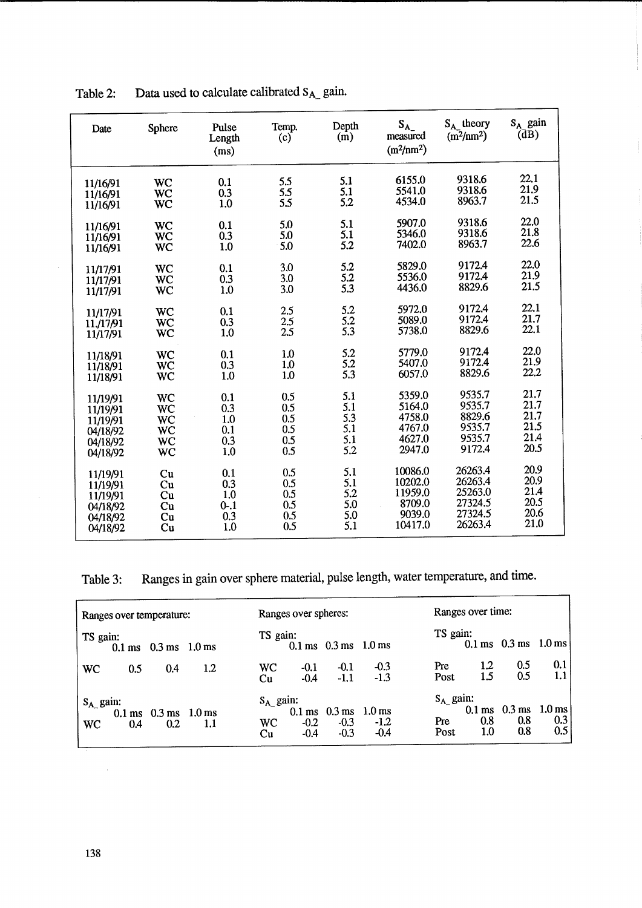Table 2: Data used to calculate calibrated $S_A$_ gain.

| Date | Sphere | Pulse Length (ms) | Temp. (c) | Depth (m) | $S_A$_ measured ($m^2/nm^2$) | $S_A$_ theory ($m^2/nm^2$) | $S_A$_ gain (dB) |
|---|---|---|---|---|---|---|---|
| 11/16/91 | WC | 0.1 | 5.5 | 5.1 | 6155.0 | 9318.6 | 22.1 |
| 11/16/91 | WC | 0.3 | 5.5 | 5.1 | 5541.0 | 9318.6 | 21.9 |
| 11/16/91 | WC | 1.0 | 5.5 | 5.2 | 4534.0 | 8963.7 | 21.5 |
| 11/16/91 | WC | 0.1 | 5.0 | 5.1 | 5907.0 | 9318.6 | 22.0 |
| 11/16/91 | WC | 0.3 | 5.0 | 5.1 | 5346.0 | 9318.6 | 21.8 |
| 11/16/91 | WC | 1.0 | 5.0 | 5.2 | 7402.0 | 8963.7 | 22.6 |
| 11/17/91 | WC | 0.1 | 3.0 | 5.2 | 5829.0 | 9172.4 | 22.0 |
| 11/17/91 | WC | 0.3 | 3.0 | 5.2 | 5536.0 | 9172.4 | 21.9 |
| 11/17/91 | WC | 1.0 | 3.0 | 5.3 | 4436.0 | 8829.6 | 21.5 |
| 11/17/91 | WC | 0.1 | 2.5 | 5.2 | 5972.0 | 9172.4 | 22.1 |
| 11./17/91 | WC | 0.3 | 2.5 | 5.2 | 5089.0 | 9172.4 | 21.7 |
| 11/17/91 | WC | 1.0 | 2.5 | 5.3 | 5738.0 | 8829.6 | 22.1 |
| 11/18/91 | WC | 0.1 | 1.0 | 5.2 | 5779.0 | 9172.4 | 22.0 |
| 11/18/91 | WC | 0.3 | 1.0 | 5.2 | 5407.0 | 9172.4 | 21.9 |
| 11/18/91 | WC | 1.0 | 1.0 | 5.3 | 6057.0 | 8829.6 | 22.2 |
| 11/19/91 | WC | 0.1 | 0.5 | 5.1 | 5359.0 | 9535.7 | 21.7 |
| 11/19/91 | WC | 0.3 | 0.5 | 5.1 | 5164.0 | 9535.7 | 21.7 |
| 11/19/91 | WC | 1.0 | 0.5 | 5.3 | 4758.0 | 8829.6 | 21.7 |
| 04/18/92 | WC | 0.1 | 0.5 | 5.1 | 4767.0 | 9535.7 | 21.5 |
| 04/18/92 | WC | 0.3 | 0.5 | 5.1 | 4627.0 | 9535.7 | 21.4 |
| 04/18/92 | WC | 1.0 | 0.5 | 5.2 | 2947.0 | 9172.4 | 20.5 |
| 11/19/91 | Cu | 0.1 | 0.5 | 5.1 | 10086.0 | 26263.4 | 20.9 |
| 11/19/91 | Cu | 0.3 | 0.5 | 5.1 | 10202.0 | 26263.4 | 20.9 |
| 11/19/91 | Cu | 1.0 | 0.5 | 5.2 | 11959.0 | 25263.0 | 21.4 |
| 04/18/92 | Cu | 0-.1 | 0.5 | 5.0 | 8709.0 | 27324.5 | 20.5 |
| 04/18/92 | Cu | 0.3 | 0.5 | 5.0 | 9039.0 | 27324.5 | 20.6 |
| 04/18/92 | Cu | 1.0 | 0.5 | 5.1 | 10417.0 | 26263.4 | 21.0 |

Table 3: Ranges in gain over sphere material, pulse length, water temperature, and time.

Ranges over temperature:

| TS gain: | 0.1 ms | 0.3 ms | 1.0 ms |
|---|---|---|---|
| WC | 0.5 | 0.4 | 1.2 |

| $S_A$_ gain: | 0.1 ms | 0.3 ms | 1.0 ms |
|---|---|---|---|
| WC | 0.4 | 0.2 | 1.1 |

Ranges over spheres:

| TS gain: | 0.1 ms | 0.3 ms | 1.0 ms |
|---|---|---|---|
| WC | -0.1 | -0.1 | -0.3 |
| Cu | -0.4 | -1.1 | -1.3 |

| $S_A$_ gain: | 0.1 ms | 0.3 ms | 1.0 ms |
|---|---|---|---|
| WC | -0.2 | -0.3 | -1.2 |
| Cu | -0.4 | -0.3 | -0.4 |

Ranges over time:

| TS gain: | 0.1 ms | 0.3 ms | 1.0 ms |
|---|---|---|---|
| Pre | 1.2 | 0.5 | 0.1 |
| Post | 1.5 | 0.5 | 1.1 |

| $S_A$_ gain: | 0.1 ms | 0.3 ms | 1.0 ms |
|---|---|---|---|
| Pre | 0.8 | 0.8 | 0.3 |
| Post | 1.0 | 0.8 | 0.5 |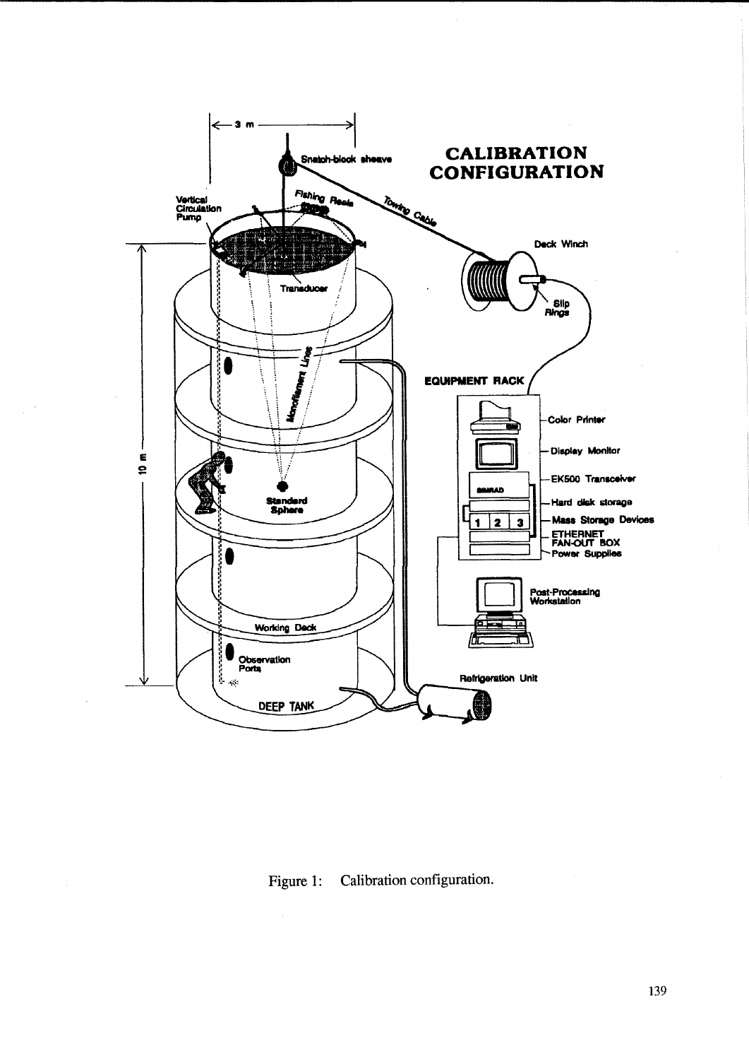Figure 1: Calibration configuration.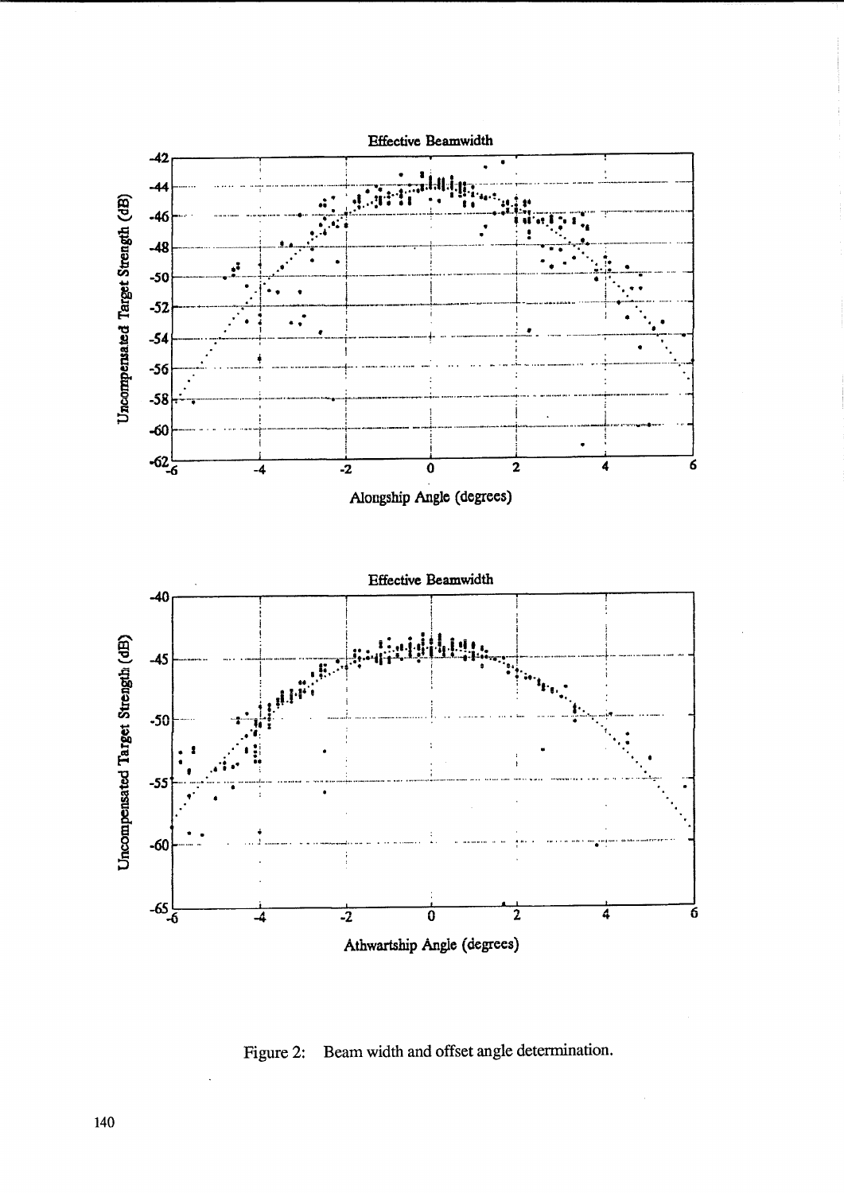Figure 2: Beam width and offset angle determination.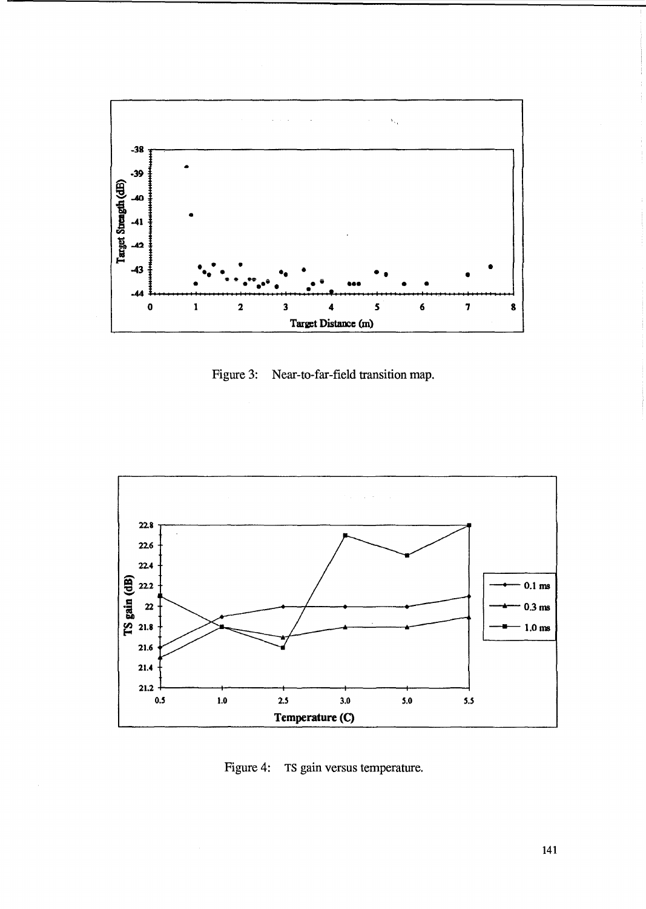Figure 3: Near-to-far-field transition map.

Figure 4: TS gain versus temperature.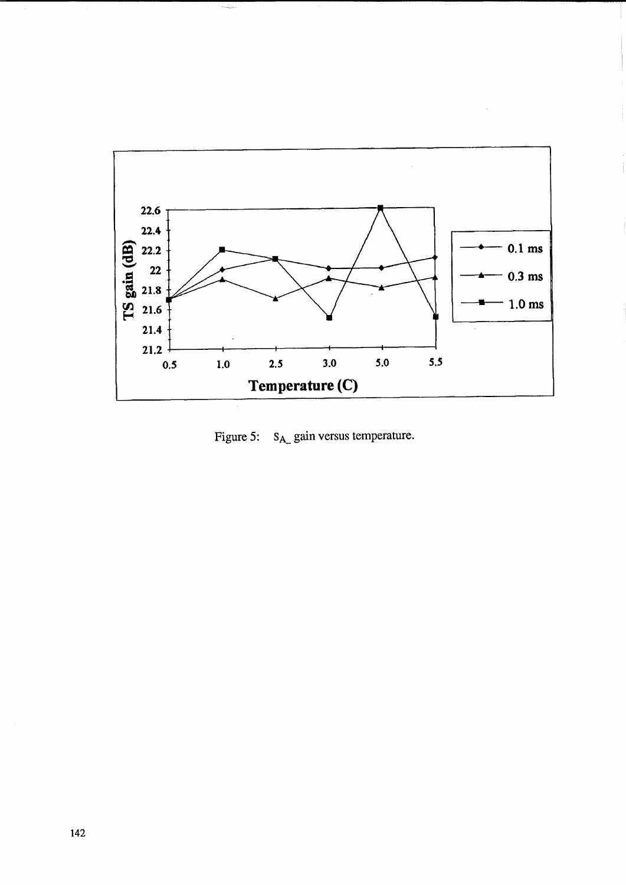Figure 5: $S_{A\_}$ gain versus temperature.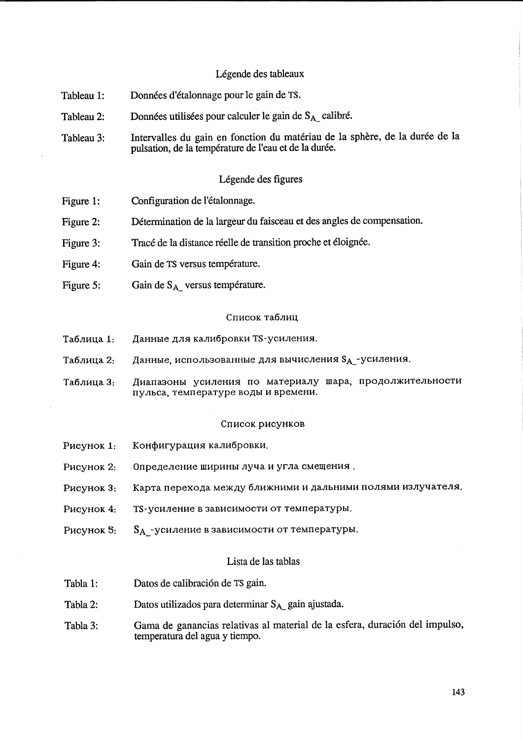## Légende des tableaux

Tableau 1: Données d'étalonnage pour le gain de TS.

Tableau 2: Données utilisées pour calculer le gain de $S_{A}$ calibré.

Tableau 3: Intervalles du gain en fonction du matériau de la sphère, de la durée de la pulsation, de la température de l'eau et de la durée.

## Légende des figures

Figure 1: Configuration de l'étalonnage.

Figure 2: Détermination de la largeur du faisceau et des angles de compensation.

Figure 3: Tracé de la distance réelle de transition proche et éloignée.

Figure 4: Gain de TS versus température.

Figure 5: Gain de $S_{A}$ versus température.

## Список таблиц

Таблица 1: Данные для калибровки TS-усиления.

Таблица 2: Данные, использованные для вычисления $S_{A}$-усиления.

Таблица 3: Диапазоны усиления по материалу шара, продолжительности пульса, температуре воды и времени.

## Список рисунков

Рисунок 1: Конфигурация калибровки.

Рисунок 2: Определение ширины луча и угла смещения .

Рисунок 3: Карта перехода между ближними и дальними полями излучателя.

Рисунок 4: TS-усиление в зависимости от температуры.

Рисунок 5: $S_{A}$-усиление в зависимости от температуры.

## Lista de las tablas

Tabla 1: Datos de calibración de TS gain.

Tabla 2: Datos utilizados para determinar $S_{A}$ gain ajustada.

Tabla 3: Gama de ganancias relativas al material de la esfera, duración del impulso, temperatura del agua y tiempo.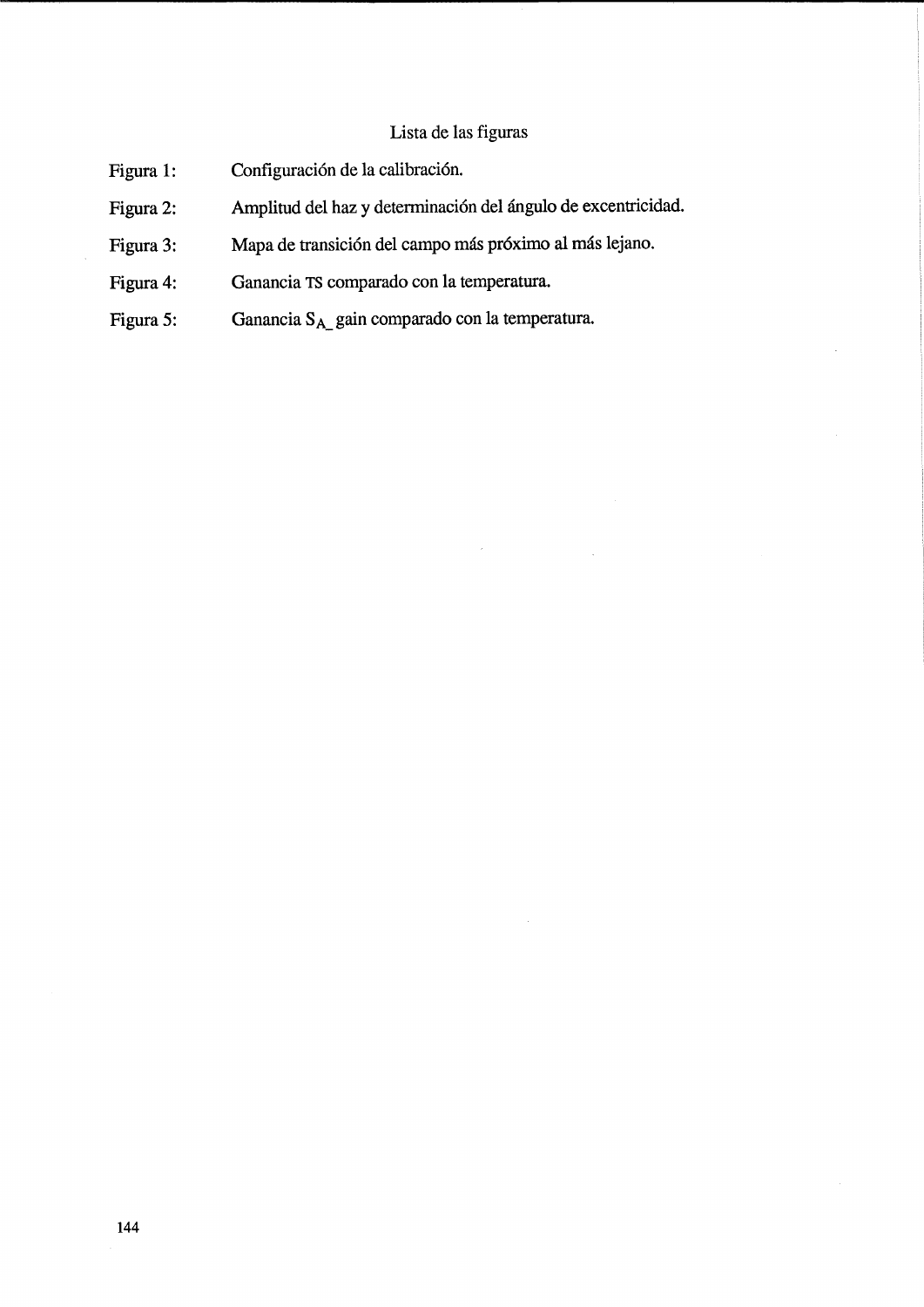# Lista de las figuras

Figura 1: Configuración de la calibración.

Figura 2: Amplitud del haz y determinación del ángulo de excentricidad.

Figura 3: Mapa de transición del campo más próximo al más lejano.

Figura 4: Ganancia TS comparado con la temperatura.

Figura 5: Ganancia $S_{A}$_ gain comparado con la temperatura.